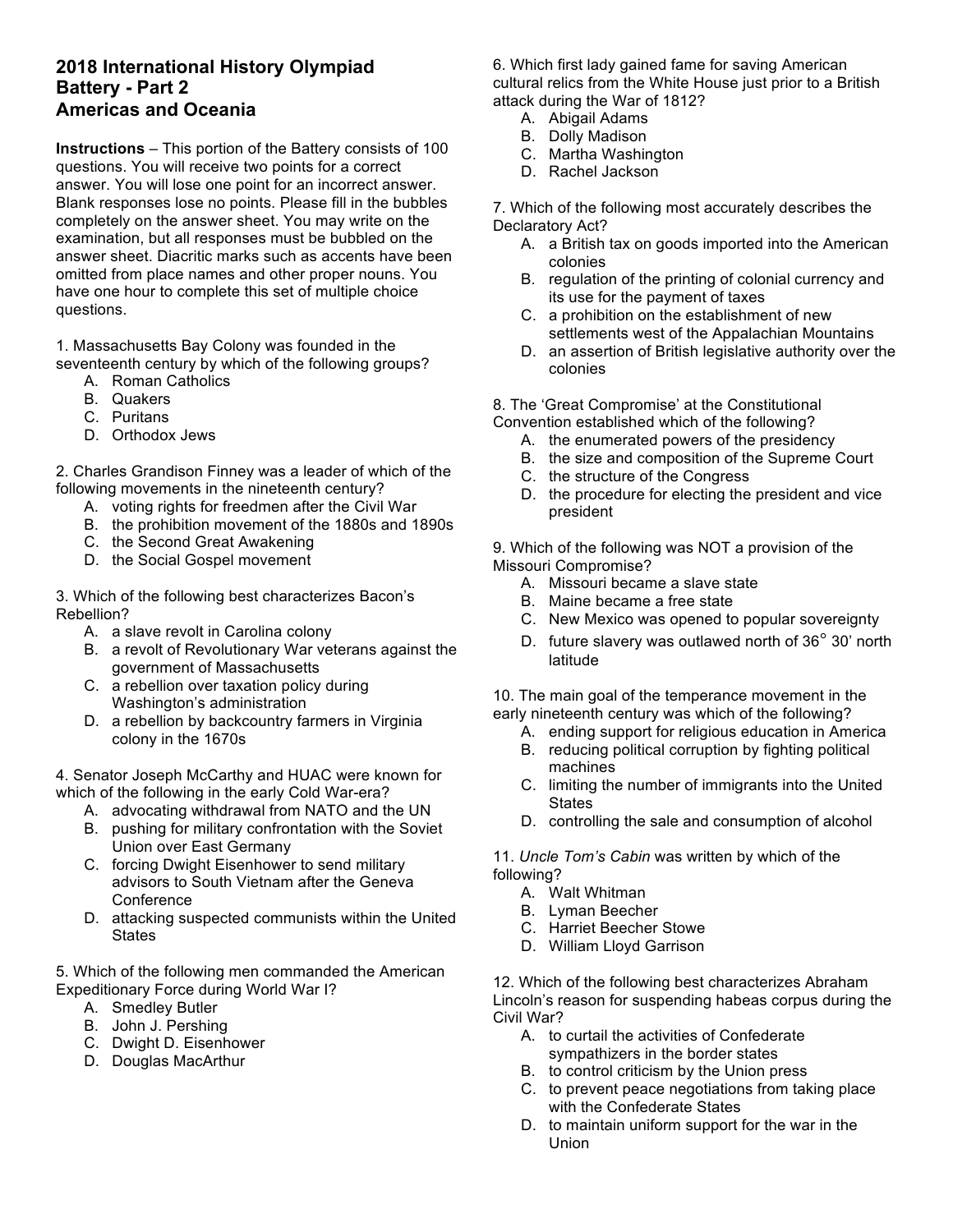# 2018 International History Olympiad
## Battery - Part 2
## Americas and Oceania

**Instructions** – This portion of the Battery consists of 100 questions. You will receive two points for a correct answer. You will lose one point for an incorrect answer. Blank responses lose no points. Please fill in the bubbles completely on the answer sheet. You may write on the examination, but all responses must be bubbled on the answer sheet. Diacritic marks such as accents have been omitted from place names and other proper nouns. You have one hour to complete this set of multiple choice questions.

1. Massachusetts Bay Colony was founded in the seventeenth century by which of the following groups?
   A. Roman Catholics
   B. Quakers
   C. Puritans
   D. Orthodox Jews

2. Charles Grandison Finney was a leader of which of the following movements in the nineteenth century?
   A. voting rights for freedmen after the Civil War
   B. the prohibition movement of the 1880s and 1890s
   C. the Second Great Awakening
   D. the Social Gospel movement

3. Which of the following best characterizes Bacon's Rebellion?
   A. a slave revolt in Carolina colony
   B. a revolt of Revolutionary War veterans against the government of Massachusetts
   C. a rebellion over taxation policy during Washington's administration
   D. a rebellion by backcountry farmers in Virginia colony in the 1670s

4. Senator Joseph McCarthy and HUAC were known for which of the following in the early Cold War-era?
   A. advocating withdrawal from NATO and the UN
   B. pushing for military confrontation with the Soviet Union over East Germany
   C. forcing Dwight Eisenhower to send military advisors to South Vietnam after the Geneva Conference
   D. attacking suspected communists within the United States

5. Which of the following men commanded the American Expeditionary Force during World War I?
   A. Smedley Butler
   B. John J. Pershing
   C. Dwight D. Eisenhower
   D. Douglas MacArthur

6. Which first lady gained fame for saving American cultural relics from the White House just prior to a British attack during the War of 1812?
   A. Abigail Adams
   B. Dolly Madison
   C. Martha Washington
   D. Rachel Jackson

7. Which of the following most accurately describes the Declaratory Act?
   A. a British tax on goods imported into the American colonies
   B. regulation of the printing of colonial currency and its use for the payment of taxes
   C. a prohibition on the establishment of new settlements west of the Appalachian Mountains
   D. an assertion of British legislative authority over the colonies

8. The 'Great Compromise' at the Constitutional Convention established which of the following?
   A. the enumerated powers of the presidency
   B. the size and composition of the Supreme Court
   C. the structure of the Congress
   D. the procedure for electing the president and vice president

9. Which of the following was NOT a provision of the Missouri Compromise?
   A. Missouri became a slave state
   B. Maine became a free state
   C. New Mexico was opened to popular sovereignty
   D. future slavery was outlawed north of 36° 30' north latitude

10. The main goal of the temperance movement in the early nineteenth century was which of the following?
   A. ending support for religious education in America
   B. reducing political corruption by fighting political machines
   C. limiting the number of immigrants into the United States
   D. controlling the sale and consumption of alcohol

11. *Uncle Tom's Cabin* was written by which of the following?
   A. Walt Whitman
   B. Lyman Beecher
   C. Harriet Beecher Stowe
   D. William Lloyd Garrison

12. Which of the following best characterizes Abraham Lincoln's reason for suspending habeas corpus during the Civil War?
   A. to curtail the activities of Confederate sympathizers in the border states
   B. to control criticism by the Union press
   C. to prevent peace negotiations from taking place with the Confederate States
   D. to maintain uniform support for the war in the Union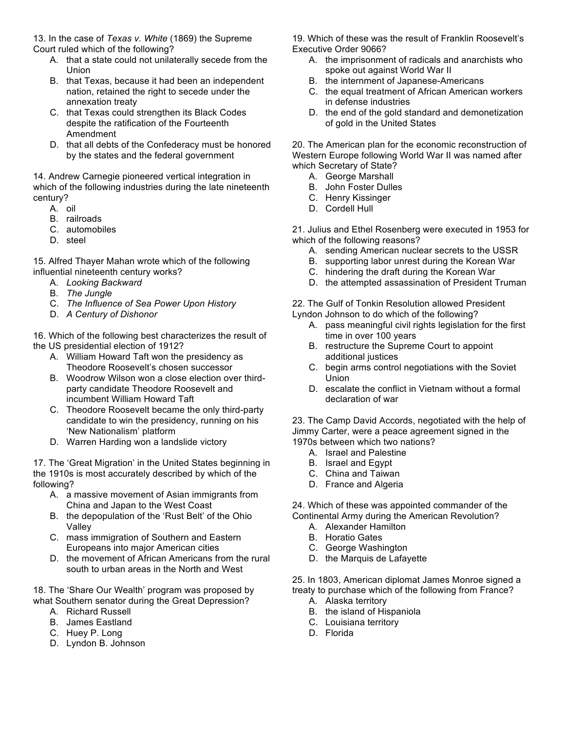13. In the case of *Texas v. White* (1869) the Supreme Court ruled which of the following?

A. that a state could not unilaterally secede from the Union
B. that Texas, because it had been an independent nation, retained the right to secede under the annexation treaty
C. that Texas could strengthen its Black Codes despite the ratification of the Fourteenth Amendment
D. that all debts of the Confederacy must be honored by the states and the federal government

14. Andrew Carnegie pioneered vertical integration in which of the following industries during the late nineteenth century?

A. oil
B. railroads
C. automobiles
D. steel

15. Alfred Thayer Mahan wrote which of the following influential nineteenth century works?

A. *Looking Backward*
B. *The Jungle*
C. *The Influence of Sea Power Upon History*
D. *A Century of Dishonor*

16. Which of the following best characterizes the result of the US presidential election of 1912?

A. William Howard Taft won the presidency as Theodore Roosevelt's chosen successor
B. Woodrow Wilson won a close election over third-party candidate Theodore Roosevelt and incumbent William Howard Taft
C. Theodore Roosevelt became the only third-party candidate to win the presidency, running on his 'New Nationalism' platform
D. Warren Harding won a landslide victory

17. The 'Great Migration' in the United States beginning in the 1910s is most accurately described by which of the following?

A. a massive movement of Asian immigrants from China and Japan to the West Coast
B. the depopulation of the 'Rust Belt' of the Ohio Valley
C. mass immigration of Southern and Eastern Europeans into major American cities
D. the movement of African Americans from the rural south to urban areas in the North and West

18. The 'Share Our Wealth' program was proposed by what Southern senator during the Great Depression?

A. Richard Russell
B. James Eastland
C. Huey P. Long
D. Lyndon B. Johnson

19. Which of these was the result of Franklin Roosevelt's Executive Order 9066?

A. the imprisonment of radicals and anarchists who spoke out against World War II
B. the internment of Japanese-Americans
C. the equal treatment of African American workers in defense industries
D. the end of the gold standard and demonetization of gold in the United States

20. The American plan for the economic reconstruction of Western Europe following World War II was named after which Secretary of State?

A. George Marshall
B. John Foster Dulles
C. Henry Kissinger
D. Cordell Hull

21. Julius and Ethel Rosenberg were executed in 1953 for which of the following reasons?

A. sending American nuclear secrets to the USSR
B. supporting labor unrest during the Korean War
C. hindering the draft during the Korean War
D. the attempted assassination of President Truman

22. The Gulf of Tonkin Resolution allowed President Lyndon Johnson to do which of the following?

A. pass meaningful civil rights legislation for the first time in over 100 years
B. restructure the Supreme Court to appoint additional justices
C. begin arms control negotiations with the Soviet Union
D. escalate the conflict in Vietnam without a formal declaration of war

23. The Camp David Accords, negotiated with the help of Jimmy Carter, were a peace agreement signed in the 1970s between which two nations?

A. Israel and Palestine
B. Israel and Egypt
C. China and Taiwan
D. France and Algeria

24. Which of these was appointed commander of the Continental Army during the American Revolution?

A. Alexander Hamilton
B. Horatio Gates
C. George Washington
D. the Marquis de Lafayette

25. In 1803, American diplomat James Monroe signed a treaty to purchase which of the following from France?

A. Alaska territory
B. the island of Hispaniola
C. Louisiana territory
D. Florida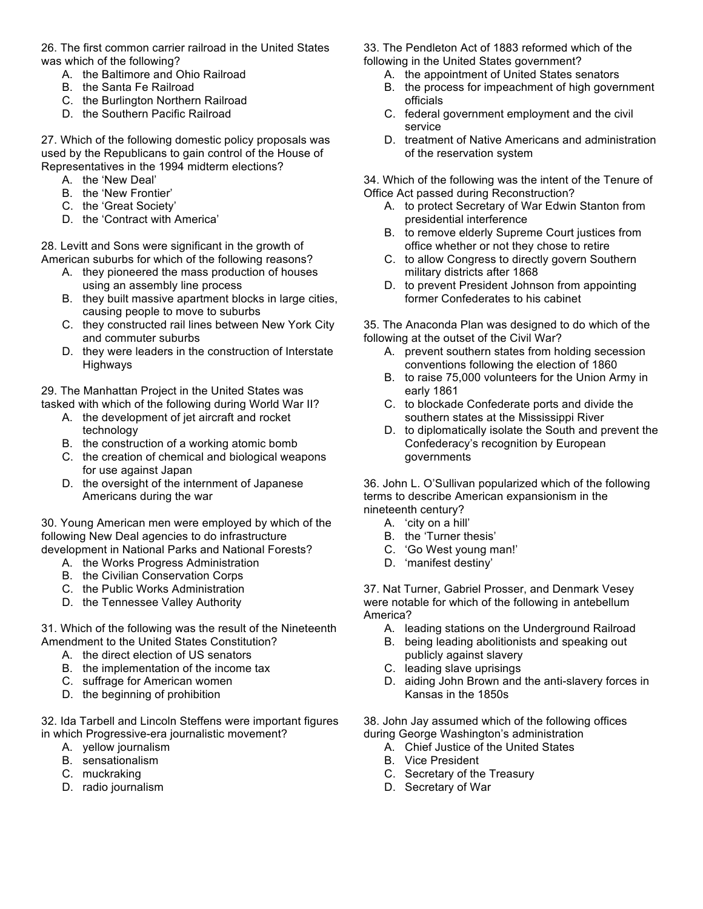26. The first common carrier railroad in the United States was which of the following?
   A. the Baltimore and Ohio Railroad
   B. the Santa Fe Railroad
   C. the Burlington Northern Railroad
   D. the Southern Pacific Railroad

27. Which of the following domestic policy proposals was used by the Republicans to gain control of the House of Representatives in the 1994 midterm elections?
   A. the 'New Deal'
   B. the 'New Frontier'
   C. the 'Great Society'
   D. the 'Contract with America'

28. Levitt and Sons were significant in the growth of American suburbs for which of the following reasons?
   A. they pioneered the mass production of houses using an assembly line process
   B. they built massive apartment blocks in large cities, causing people to move to suburbs
   C. they constructed rail lines between New York City and commuter suburbs
   D. they were leaders in the construction of Interstate Highways

29. The Manhattan Project in the United States was tasked with which of the following during World War II?
   A. the development of jet aircraft and rocket technology
   B. the construction of a working atomic bomb
   C. the creation of chemical and biological weapons for use against Japan
   D. the oversight of the internment of Japanese Americans during the war

30. Young American men were employed by which of the following New Deal agencies to do infrastructure development in National Parks and National Forests?
   A. the Works Progress Administration
   B. the Civilian Conservation Corps
   C. the Public Works Administration
   D. the Tennessee Valley Authority

31. Which of the following was the result of the Nineteenth Amendment to the United States Constitution?
   A. the direct election of US senators
   B. the implementation of the income tax
   C. suffrage for American women
   D. the beginning of prohibition

32. Ida Tarbell and Lincoln Steffens were important figures in which Progressive-era journalistic movement?
   A. yellow journalism
   B. sensationalism
   C. muckraking
   D. radio journalism

33. The Pendleton Act of 1883 reformed which of the following in the United States government?
   A. the appointment of United States senators
   B. the process for impeachment of high government officials
   C. federal government employment and the civil service
   D. treatment of Native Americans and administration of the reservation system

34. Which of the following was the intent of the Tenure of Office Act passed during Reconstruction?
   A. to protect Secretary of War Edwin Stanton from presidential interference
   B. to remove elderly Supreme Court justices from office whether or not they chose to retire
   C. to allow Congress to directly govern Southern military districts after 1868
   D. to prevent President Johnson from appointing former Confederates to his cabinet

35. The Anaconda Plan was designed to do which of the following at the outset of the Civil War?
   A. prevent southern states from holding secession conventions following the election of 1860
   B. to raise 75,000 volunteers for the Union Army in early 1861
   C. to blockade Confederate ports and divide the southern states at the Mississippi River
   D. to diplomatically isolate the South and prevent the Confederacy's recognition by European governments

36. John L. O'Sullivan popularized which of the following terms to describe American expansionism in the nineteenth century?
   A. 'city on a hill'
   B. the 'Turner thesis'
   C. 'Go West young man!'
   D. 'manifest destiny'

37. Nat Turner, Gabriel Prosser, and Denmark Vesey were notable for which of the following in antebellum America?
   A. leading stations on the Underground Railroad
   B. being leading abolitionists and speaking out publicly against slavery
   C. leading slave uprisings
   D. aiding John Brown and the anti-slavery forces in Kansas in the 1850s

38. John Jay assumed which of the following offices during George Washington's administration
   A. Chief Justice of the United States
   B. Vice President
   C. Secretary of the Treasury
   D. Secretary of War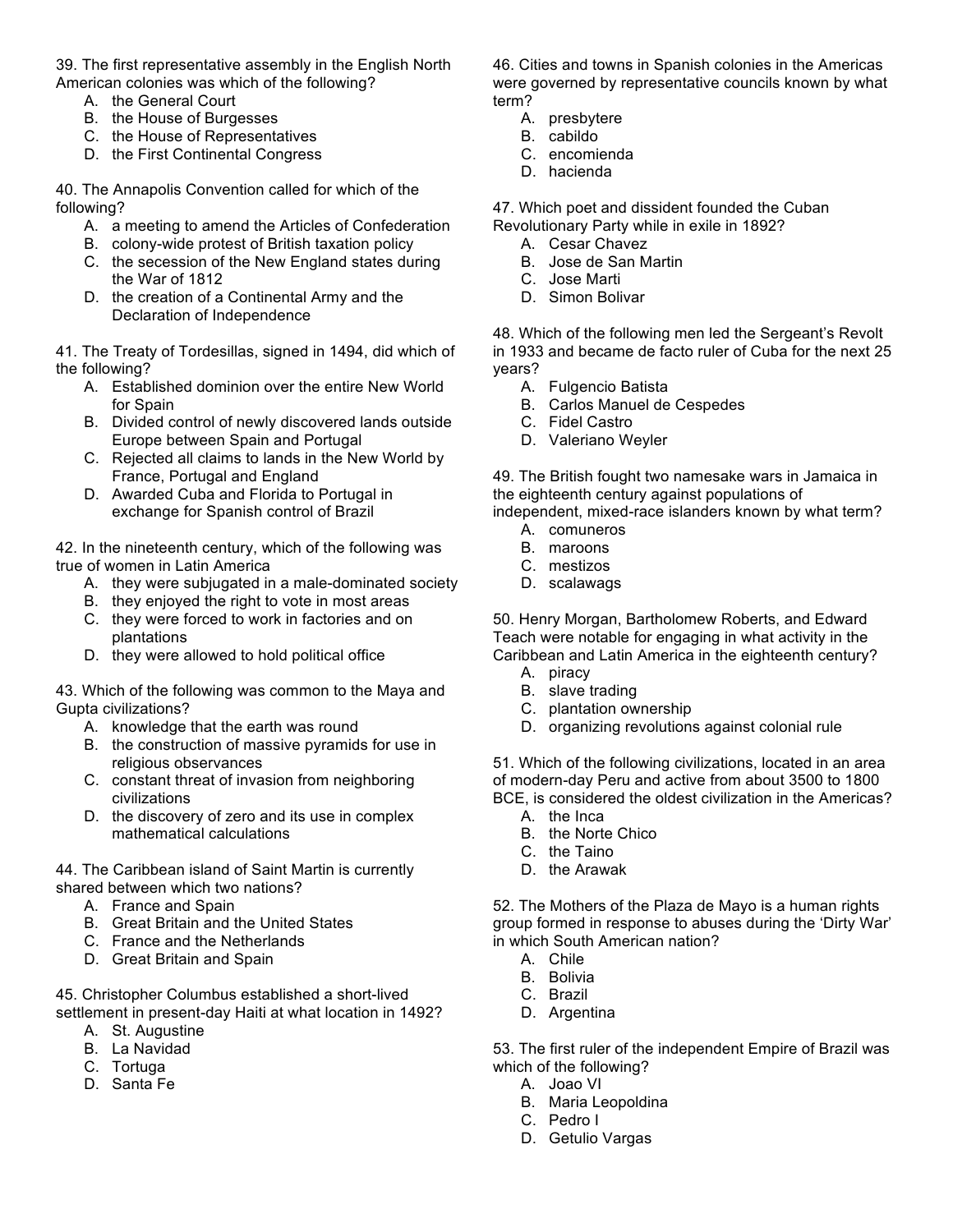39. The first representative assembly in the English North American colonies was which of the following?

A. the General Court
B. the House of Burgesses
C. the House of Representatives
D. the First Continental Congress

40. The Annapolis Convention called for which of the following?

A. a meeting to amend the Articles of Confederation
B. colony-wide protest of British taxation policy
C. the secession of the New England states during the War of 1812
D. the creation of a Continental Army and the Declaration of Independence

41. The Treaty of Tordesillas, signed in 1494, did which of the following?

A. Established dominion over the entire New World for Spain
B. Divided control of newly discovered lands outside Europe between Spain and Portugal
C. Rejected all claims to lands in the New World by France, Portugal and England
D. Awarded Cuba and Florida to Portugal in exchange for Spanish control of Brazil

42. In the nineteenth century, which of the following was true of women in Latin America

A. they were subjugated in a male-dominated society
B. they enjoyed the right to vote in most areas
C. they were forced to work in factories and on plantations
D. they were allowed to hold political office

43. Which of the following was common to the Maya and Gupta civilizations?

A. knowledge that the earth was round
B. the construction of massive pyramids for use in religious observances
C. constant threat of invasion from neighboring civilizations
D. the discovery of zero and its use in complex mathematical calculations

44. The Caribbean island of Saint Martin is currently shared between which two nations?

A. France and Spain
B. Great Britain and the United States
C. France and the Netherlands
D. Great Britain and Spain

45. Christopher Columbus established a short-lived settlement in present-day Haiti at what location in 1492?

A. St. Augustine
B. La Navidad
C. Tortuga
D. Santa Fe

46. Cities and towns in Spanish colonies in the Americas were governed by representative councils known by what term?

A. presbytere
B. cabildo
C. encomienda
D. hacienda

47. Which poet and dissident founded the Cuban Revolutionary Party while in exile in 1892?

A. Cesar Chavez
B. Jose de San Martin
C. Jose Marti
D. Simon Bolivar

48. Which of the following men led the Sergeant's Revolt in 1933 and became de facto ruler of Cuba for the next 25 years?

A. Fulgencio Batista
B. Carlos Manuel de Cespedes
C. Fidel Castro
D. Valeriano Weyler

49. The British fought two namesake wars in Jamaica in the eighteenth century against populations of independent, mixed-race islanders known by what term?

A. comuneros
B. maroons
C. mestizos
D. scalawags

50. Henry Morgan, Bartholomew Roberts, and Edward Teach were notable for engaging in what activity in the Caribbean and Latin America in the eighteenth century?

A. piracy
B. slave trading
C. plantation ownership
D. organizing revolutions against colonial rule

51. Which of the following civilizations, located in an area of modern-day Peru and active from about 3500 to 1800 BCE, is considered the oldest civilization in the Americas?

A. the Inca
B. the Norte Chico
C. the Taino
D. the Arawak

52. The Mothers of the Plaza de Mayo is a human rights group formed in response to abuses during the 'Dirty War' in which South American nation?

A. Chile
B. Bolivia
C. Brazil
D. Argentina

53. The first ruler of the independent Empire of Brazil was which of the following?

A. Joao VI
B. Maria Leopoldina
C. Pedro I
D. Getulio Vargas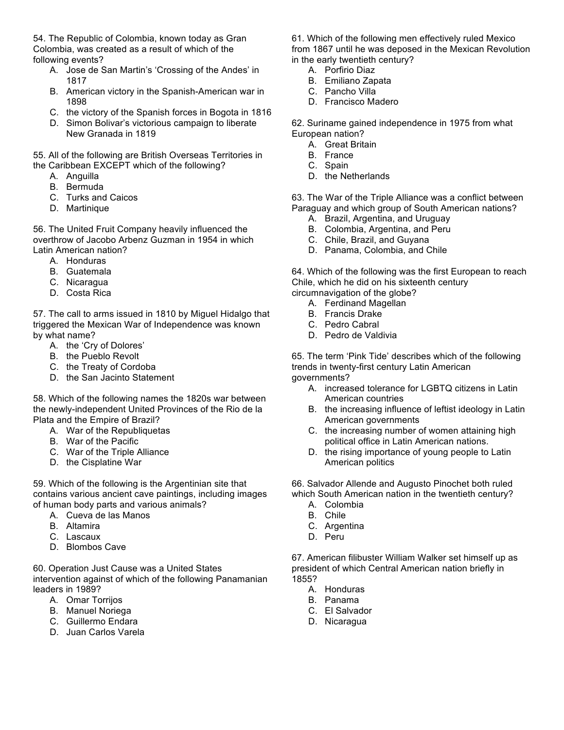54. The Republic of Colombia, known today as Gran Colombia, was created as a result of which of the following events?

A. Jose de San Martin's 'Crossing of the Andes' in 1817
B. American victory in the Spanish-American war in 1898
C. the victory of the Spanish forces in Bogota in 1816
D. Simon Bolivar's victorious campaign to liberate New Granada in 1819

55. All of the following are British Overseas Territories in the Caribbean EXCEPT which of the following?

A. Anguilla
B. Bermuda
C. Turks and Caicos
D. Martinique

56. The United Fruit Company heavily influenced the overthrow of Jacobo Arbenz Guzman in 1954 in which Latin American nation?

A. Honduras
B. Guatemala
C. Nicaragua
D. Costa Rica

57. The call to arms issued in 1810 by Miguel Hidalgo that triggered the Mexican War of Independence was known by what name?

A. the 'Cry of Dolores'
B. the Pueblo Revolt
C. the Treaty of Cordoba
D. the San Jacinto Statement

58. Which of the following names the 1820s war between the newly-independent United Provinces of the Rio de la Plata and the Empire of Brazil?

A. War of the Republiquetas
B. War of the Pacific
C. War of the Triple Alliance
D. the Cisplatine War

59. Which of the following is the Argentinian site that contains various ancient cave paintings, including images of human body parts and various animals?

A. Cueva de las Manos
B. Altamira
C. Lascaux
D. Blombos Cave

60. Operation Just Cause was a United States intervention against of which of the following Panamanian leaders in 1989?

A. Omar Torrijos
B. Manuel Noriega
C. Guillermo Endara
D. Juan Carlos Varela

61. Which of the following men effectively ruled Mexico from 1867 until he was deposed in the Mexican Revolution in the early twentieth century?

A. Porfirio Diaz
B. Emiliano Zapata
C. Pancho Villa
D. Francisco Madero

62. Suriname gained independence in 1975 from what European nation?

A. Great Britain
B. France
C. Spain
D. the Netherlands

63. The War of the Triple Alliance was a conflict between Paraguay and which group of South American nations?

A. Brazil, Argentina, and Uruguay
B. Colombia, Argentina, and Peru
C. Chile, Brazil, and Guyana
D. Panama, Colombia, and Chile

64. Which of the following was the first European to reach Chile, which he did on his sixteenth century circumnavigation of the globe?

A. Ferdinand Magellan
B. Francis Drake
C. Pedro Cabral
D. Pedro de Valdivia

65. The term 'Pink Tide' describes which of the following trends in twenty-first century Latin American governments?

A. increased tolerance for LGBTQ citizens in Latin American countries
B. the increasing influence of leftist ideology in Latin American governments
C. the increasing number of women attaining high political office in Latin American nations.
D. the rising importance of young people to Latin American politics

66. Salvador Allende and Augusto Pinochet both ruled which South American nation in the twentieth century?

A. Colombia
B. Chile
C. Argentina
D. Peru

67. American filibuster William Walker set himself up as president of which Central American nation briefly in 1855?

A. Honduras
B. Panama
C. El Salvador
D. Nicaragua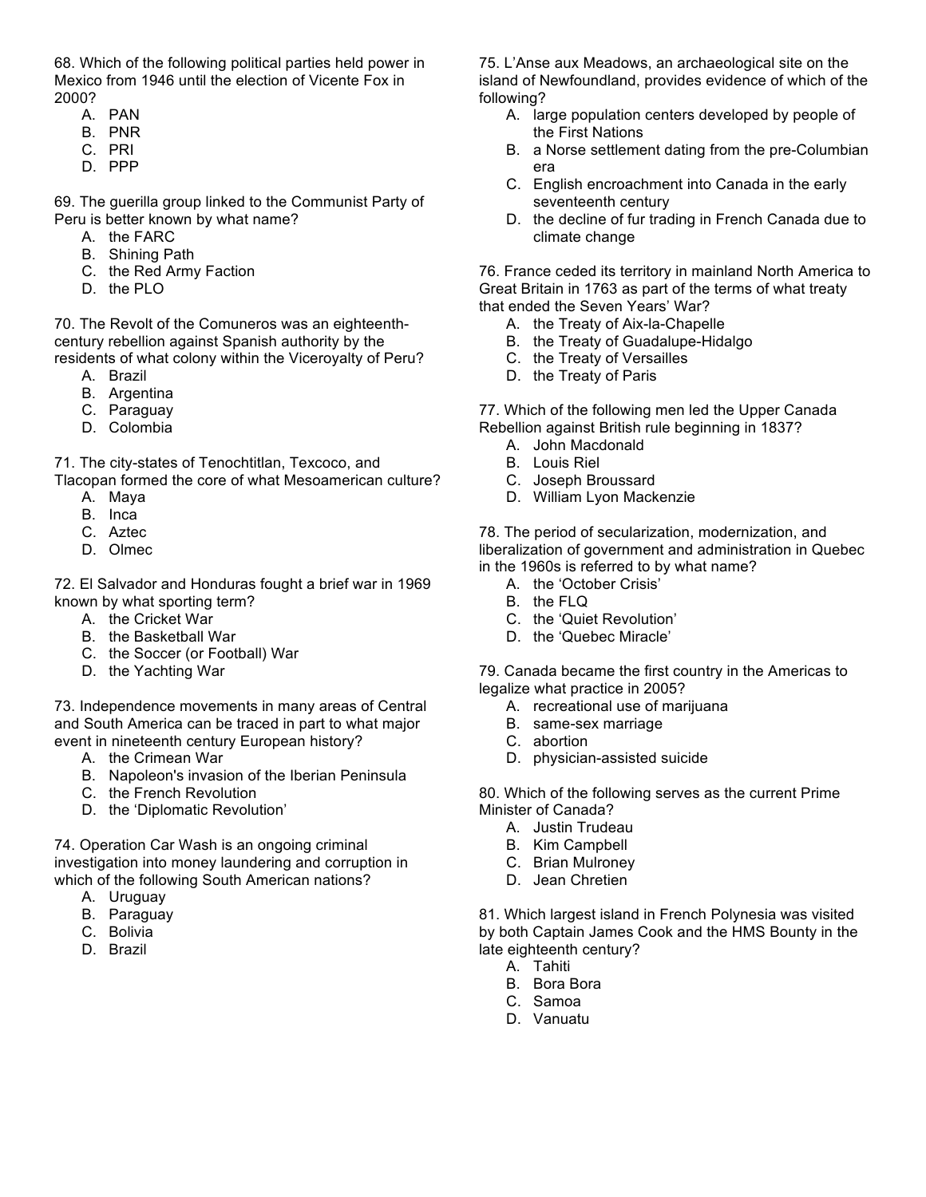68. Which of the following political parties held power in Mexico from 1946 until the election of Vicente Fox in 2000?

A. PAN
B. PNR
C. PRI
D. PPP

69. The guerilla group linked to the Communist Party of Peru is better known by what name?

A. the FARC
B. Shining Path
C. the Red Army Faction
D. the PLO

70. The Revolt of the Comuneros was an eighteenth-century rebellion against Spanish authority by the residents of what colony within the Viceroyalty of Peru?

A. Brazil
B. Argentina
C. Paraguay
D. Colombia

71. The city-states of Tenochtitlan, Texcoco, and Tlacopan formed the core of what Mesoamerican culture?

A. Maya
B. Inca
C. Aztec
D. Olmec

72. El Salvador and Honduras fought a brief war in 1969 known by what sporting term?

A. the Cricket War
B. the Basketball War
C. the Soccer (or Football) War
D. the Yachting War

73. Independence movements in many areas of Central and South America can be traced in part to what major event in nineteenth century European history?

A. the Crimean War
B. Napoleon's invasion of the Iberian Peninsula
C. the French Revolution
D. the 'Diplomatic Revolution'

74. Operation Car Wash is an ongoing criminal investigation into money laundering and corruption in which of the following South American nations?

A. Uruguay
B. Paraguay
C. Bolivia
D. Brazil

75. L'Anse aux Meadows, an archaeological site on the island of Newfoundland, provides evidence of which of the following?

A. large population centers developed by people of the First Nations
B. a Norse settlement dating from the pre-Columbian era
C. English encroachment into Canada in the early seventeenth century
D. the decline of fur trading in French Canada due to climate change

76. France ceded its territory in mainland North America to Great Britain in 1763 as part of the terms of what treaty that ended the Seven Years' War?

A. the Treaty of Aix-la-Chapelle
B. the Treaty of Guadalupe-Hidalgo
C. the Treaty of Versailles
D. the Treaty of Paris

77. Which of the following men led the Upper Canada Rebellion against British rule beginning in 1837?

A. John Macdonald
B. Louis Riel
C. Joseph Broussard
D. William Lyon Mackenzie

78. The period of secularization, modernization, and liberalization of government and administration in Quebec in the 1960s is referred to by what name?

A. the 'October Crisis'
B. the FLQ
C. the 'Quiet Revolution'
D. the 'Quebec Miracle'

79. Canada became the first country in the Americas to legalize what practice in 2005?

A. recreational use of marijuana
B. same-sex marriage
C. abortion
D. physician-assisted suicide

80. Which of the following serves as the current Prime Minister of Canada?

A. Justin Trudeau
B. Kim Campbell
C. Brian Mulroney
D. Jean Chretien

81. Which largest island in French Polynesia was visited by both Captain James Cook and the HMS Bounty in the late eighteenth century?

A. Tahiti
B. Bora Bora
C. Samoa
D. Vanuatu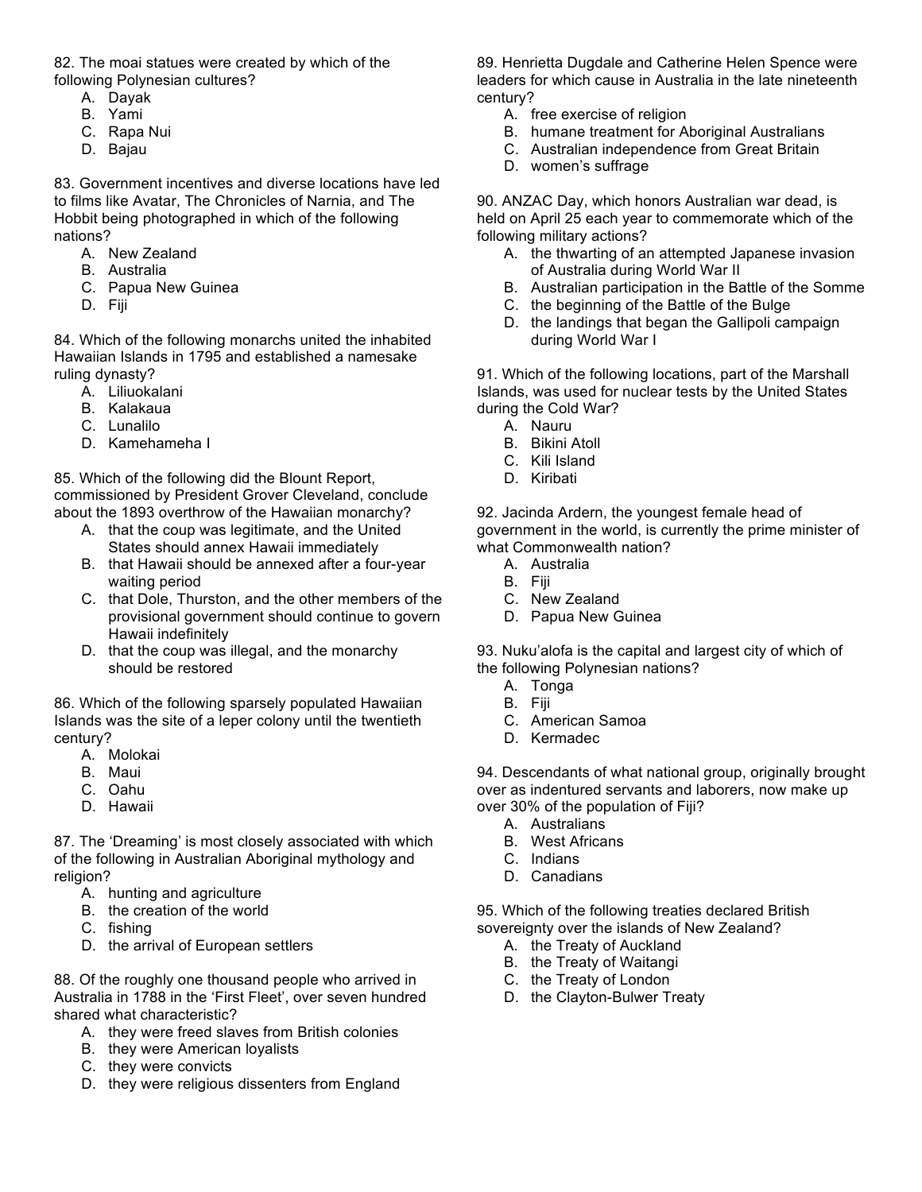82. The moai statues were created by which of the following Polynesian cultures?

A. Dayak
B. Yami
C. Rapa Nui
D. Bajau

83. Government incentives and diverse locations have led to films like Avatar, The Chronicles of Narnia, and The Hobbit being photographed in which of the following nations?

A. New Zealand
B. Australia
C. Papua New Guinea
D. Fiji

84. Which of the following monarchs united the inhabited Hawaiian Islands in 1795 and established a namesake ruling dynasty?

A. Liliuokalani
B. Kalakaua
C. Lunalilo
D. Kamehameha I

85. Which of the following did the Blount Report, commissioned by President Grover Cleveland, conclude about the 1893 overthrow of the Hawaiian monarchy?

A. that the coup was legitimate, and the United States should annex Hawaii immediately
B. that Hawaii should be annexed after a four-year waiting period
C. that Dole, Thurston, and the other members of the provisional government should continue to govern Hawaii indefinitely
D. that the coup was illegal, and the monarchy should be restored

86. Which of the following sparsely populated Hawaiian Islands was the site of a leper colony until the twentieth century?

A. Molokai
B. Maui
C. Oahu
D. Hawaii

87. The 'Dreaming' is most closely associated with which of the following in Australian Aboriginal mythology and religion?

A. hunting and agriculture
B. the creation of the world
C. fishing
D. the arrival of European settlers

88. Of the roughly one thousand people who arrived in Australia in 1788 in the 'First Fleet', over seven hundred shared what characteristic?

A. they were freed slaves from British colonies
B. they were American loyalists
C. they were convicts
D. they were religious dissenters from England

89. Henrietta Dugdale and Catherine Helen Spence were leaders for which cause in Australia in the late nineteenth century?

A. free exercise of religion
B. humane treatment for Aboriginal Australians
C. Australian independence from Great Britain
D. women's suffrage

90. ANZAC Day, which honors Australian war dead, is held on April 25 each year to commemorate which of the following military actions?

A. the thwarting of an attempted Japanese invasion of Australia during World War II
B. Australian participation in the Battle of the Somme
C. the beginning of the Battle of the Bulge
D. the landings that began the Gallipoli campaign during World War I

91. Which of the following locations, part of the Marshall Islands, was used for nuclear tests by the United States during the Cold War?

A. Nauru
B. Bikini Atoll
C. Kili Island
D. Kiribati

92. Jacinda Ardern, the youngest female head of government in the world, is currently the prime minister of what Commonwealth nation?

A. Australia
B. Fiji
C. New Zealand
D. Papua New Guinea

93. Nuku'alofa is the capital and largest city of which of the following Polynesian nations?

A. Tonga
B. Fiji
C. American Samoa
D. Kermadec

94. Descendants of what national group, originally brought over as indentured servants and laborers, now make up over 30% of the population of Fiji?

A. Australians
B. West Africans
C. Indians
D. Canadians

95. Which of the following treaties declared British sovereignty over the islands of New Zealand?

A. the Treaty of Auckland
B. the Treaty of Waitangi
C. the Treaty of London
D. the Clayton-Bulwer Treaty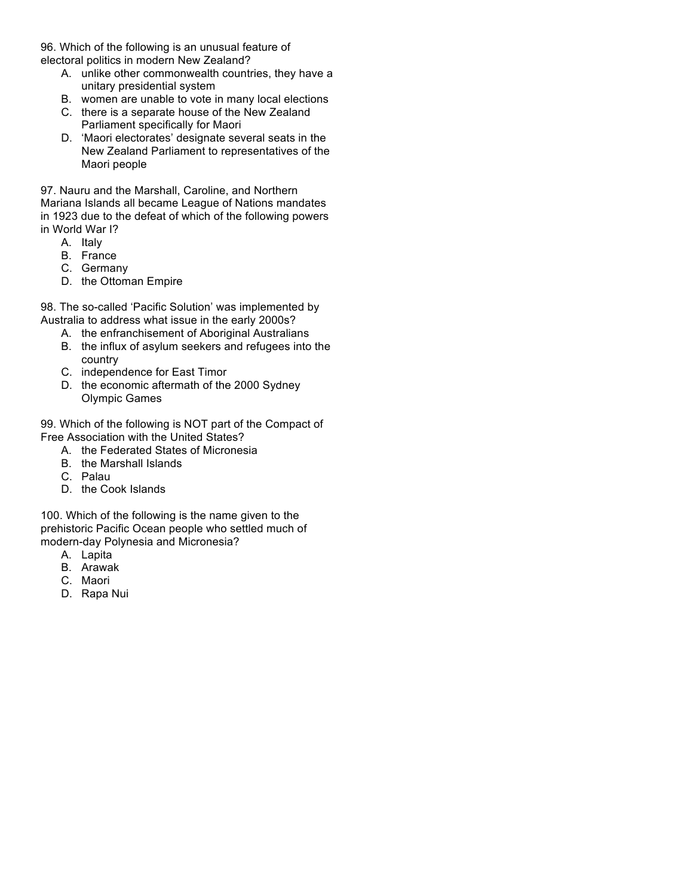96. Which of the following is an unusual feature of electoral politics in modern New Zealand?

A. unlike other commonwealth countries, they have a unitary presidential system
B. women are unable to vote in many local elections
C. there is a separate house of the New Zealand Parliament specifically for Maori
D. 'Maori electorates' designate several seats in the New Zealand Parliament to representatives of the Maori people

97. Nauru and the Marshall, Caroline, and Northern Mariana Islands all became League of Nations mandates in 1923 due to the defeat of which of the following powers in World War I?

A. Italy
B. France
C. Germany
D. the Ottoman Empire

98. The so-called 'Pacific Solution' was implemented by Australia to address what issue in the early 2000s?

A. the enfranchisement of Aboriginal Australians
B. the influx of asylum seekers and refugees into the country
C. independence for East Timor
D. the economic aftermath of the 2000 Sydney Olympic Games

99. Which of the following is NOT part of the Compact of Free Association with the United States?

A. the Federated States of Micronesia
B. the Marshall Islands
C. Palau
D. the Cook Islands

100. Which of the following is the name given to the prehistoric Pacific Ocean people who settled much of modern-day Polynesia and Micronesia?

A. Lapita
B. Arawak
C. Maori
D. Rapa Nui